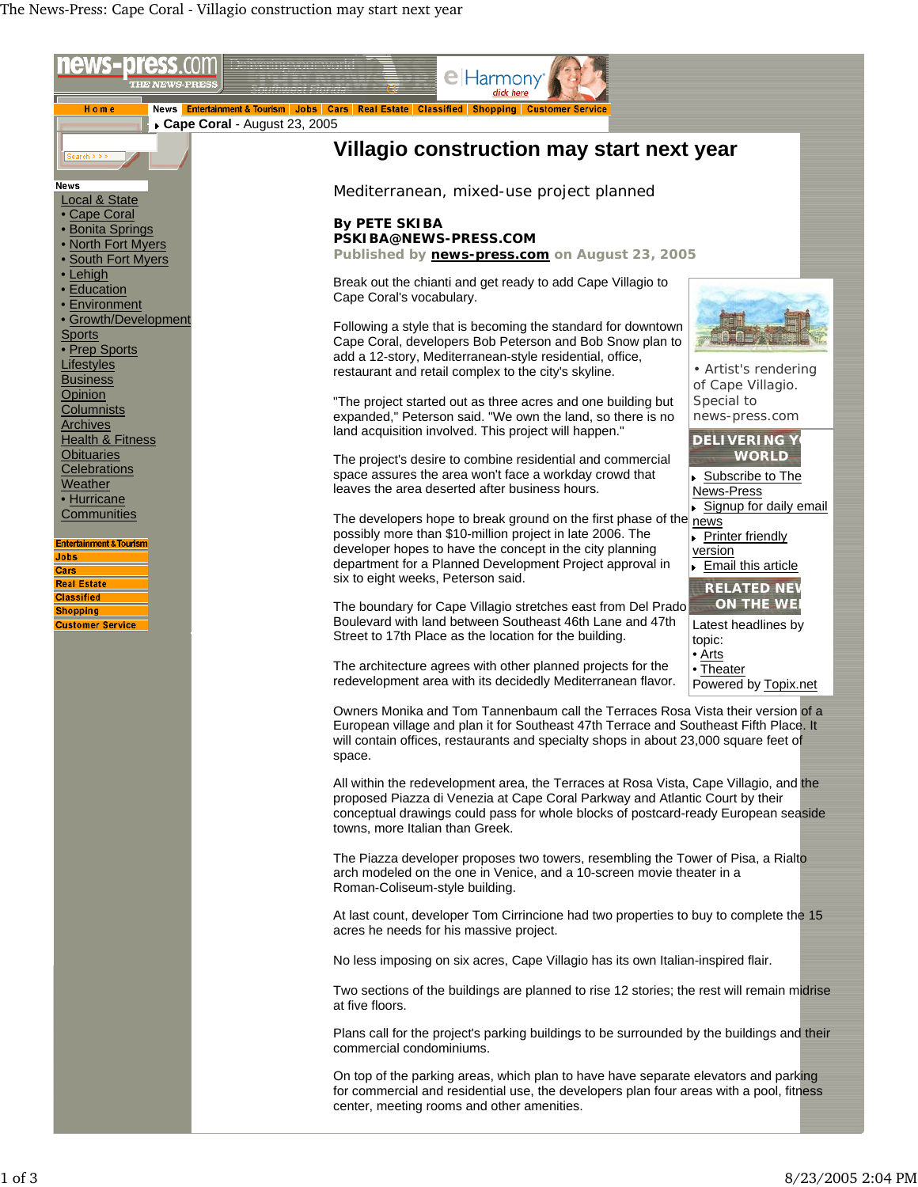**Cape Coral** - August 23, 2005

# Villagio construction may start next year

## Mediterranean, mixed-use project planned

**By PETE SKIBA**
**PSKIBA@NEWS-PRESS.COM**
**Published by news-press.com on August 23, 2005**

Break out the chianti and get ready to add Cape Villagio to Cape Coral's vocabulary.

Following a style that is becoming the standard for downtown Cape Coral, developers Bob Peterson and Bob Snow plan to add a 12-story, Mediterranean-style residential, office, restaurant and retail complex to the city's skyline.

"The project started out as three acres and one building but expanded," Peterson said. "We own the land, so there is no land acquisition involved. This project will happen."

The project's desire to combine residential and commercial space assures the area won't face a workday crowd that leaves the area deserted after business hours.

The developers hope to break ground on the first phase of the possibly more than $10-million project in late 2006. The developer hopes to have the concept in the city planning department for a Planned Development Project approval in six to eight weeks, Peterson said.

The boundary for Cape Villagio stretches east from Del Prado Boulevard with land between Southeast 46th Lane and 47th Street to 17th Place as the location for the building.

The architecture agrees with other planned projects for the redevelopment area with its decidedly Mediterranean flavor.

• Artist's rendering of Cape Villagio. Special to news-press.com

Owners Monika and Tom Tannenbaum call the Terraces Rosa Vista their version of a European village and plan it for Southeast 47th Terrace and Southeast Fifth Place. It will contain offices, restaurants and specialty shops in about 23,000 square feet of space.

All within the redevelopment area, the Terraces at Rosa Vista, Cape Villagio, and the proposed Piazza di Venezia at Cape Coral Parkway and Atlantic Court by their conceptual drawings could pass for whole blocks of postcard-ready European seaside towns, more Italian than Greek.

The Piazza developer proposes two towers, resembling the Tower of Pisa, a Rialto arch modeled on the one in Venice, and a 10-screen movie theater in a Roman-Coliseum-style building.

At last count, developer Tom Cirrincione had two properties to buy to complete the 15 acres he needs for his massive project.

No less imposing on six acres, Cape Villagio has its own Italian-inspired flair.

Two sections of the buildings are planned to rise 12 stories; the rest will remain midrise at five floors.

Plans call for the project's parking buildings to be surrounded by the buildings and their commercial condominiums.

On top of the parking areas, which plan to have have separate elevators and parking for commercial and residential use, the developers plan four areas with a pool, fitness center, meeting rooms and other amenities.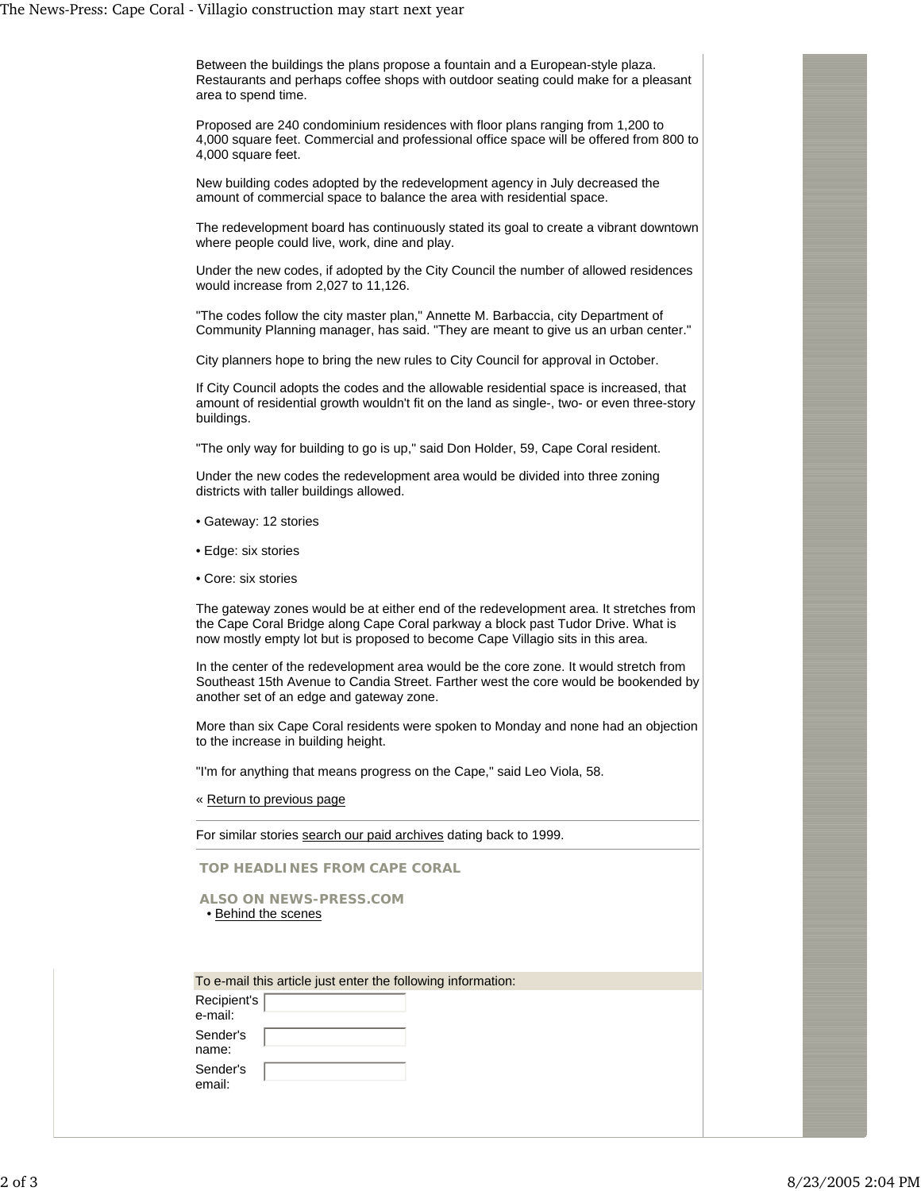Between the buildings the plans propose a fountain and a European-style plaza. Restaurants and perhaps coffee shops with outdoor seating could make for a pleasant area to spend time.

Proposed are 240 condominium residences with floor plans ranging from 1,200 to 4,000 square feet. Commercial and professional office space will be offered from 800 to 4,000 square feet.

New building codes adopted by the redevelopment agency in July decreased the amount of commercial space to balance the area with residential space.

The redevelopment board has continuously stated its goal to create a vibrant downtown where people could live, work, dine and play.

Under the new codes, if adopted by the City Council the number of allowed residences would increase from 2,027 to 11,126.

"The codes follow the city master plan," Annette M. Barbaccia, city Department of Community Planning manager, has said. "They are meant to give us an urban center."

City planners hope to bring the new rules to City Council for approval in October.

If City Council adopts the codes and the allowable residential space is increased, that amount of residential growth wouldn't fit on the land as single-, two- or even three-story buildings.

"The only way for building to go is up," said Don Holder, 59, Cape Coral resident.

Under the new codes the redevelopment area would be divided into three zoning districts with taller buildings allowed.

- Gateway: 12 stories
- Edge: six stories
- Core: six stories

The gateway zones would be at either end of the redevelopment area. It stretches from the Cape Coral Bridge along Cape Coral parkway a block past Tudor Drive. What is now mostly empty lot but is proposed to become Cape Villagio sits in this area.

In the center of the redevelopment area would be the core zone. It would stretch from Southeast 15th Avenue to Candia Street. Farther west the core would be bookended by another set of an edge and gateway zone.

More than six Cape Coral residents were spoken to Monday and none had an objection to the increase in building height.

"I'm for anything that means progress on the Cape," said Leo Viola, 58.

« Return to previous page

For similar stories search our paid archives dating back to 1999.

**TOP HEADLINES FROM CAPE CORAL**

**ALSO ON NEWS-PRESS.COM**

- Behind the scenes

To e-mail this article just enter the following information:

Recipient's e-mail:

Sender's name:

Sender's email: